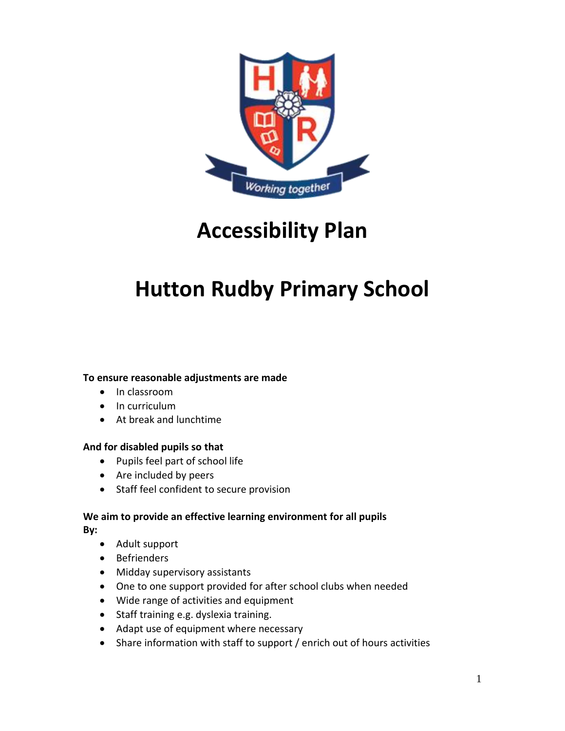# Accessibility Plan

# Hutton Rudby Primary School

**To ensure reasonable adjustments are made**

- In classroom
- In curriculum
- At break and lunchtime

**And for disabled pupils so that**

- Pupils feel part of school life
- Are included by peers
- Staff feel confident to secure provision

**We aim to provide an effective learning environment for all pupils**
**By:**

- Adult support
- Befrienders
- Midday supervisory assistants
- One to one support provided for after school clubs when needed
- Wide range of activities and equipment
- Staff training e.g. dyslexia training.
- Adapt use of equipment where necessary
- Share information with staff to support / enrich out of hours activities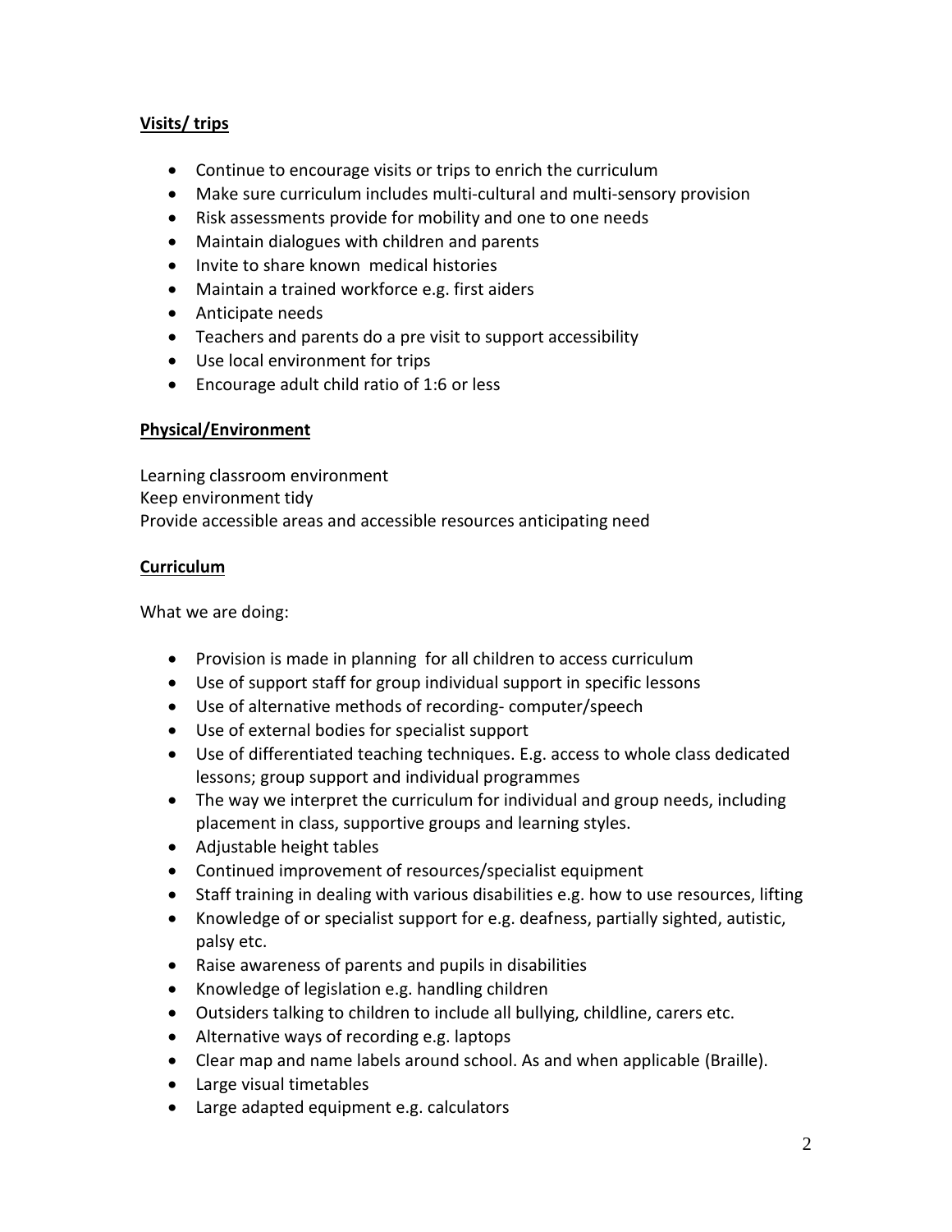**Visits/ trips**

- Continue to encourage visits or trips to enrich the curriculum
- Make sure curriculum includes multi-cultural and multi-sensory provision
- Risk assessments provide for mobility and one to one needs
- Maintain dialogues with children and parents
- Invite to share known medical histories
- Maintain a trained workforce e.g. first aiders
- Anticipate needs
- Teachers and parents do a pre visit to support accessibility
- Use local environment for trips
- Encourage adult child ratio of 1:6 or less

**Physical/Environment**

Learning classroom environment
Keep environment tidy
Provide accessible areas and accessible resources anticipating need

**Curriculum**

What we are doing:

- Provision is made in planning for all children to access curriculum
- Use of support staff for group individual support in specific lessons
- Use of alternative methods of recording- computer/speech
- Use of external bodies for specialist support
- Use of differentiated teaching techniques. E.g. access to whole class dedicated lessons; group support and individual programmes
- The way we interpret the curriculum for individual and group needs, including placement in class, supportive groups and learning styles.
- Adjustable height tables
- Continued improvement of resources/specialist equipment
- Staff training in dealing with various disabilities e.g. how to use resources, lifting
- Knowledge of or specialist support for e.g. deafness, partially sighted, autistic, palsy etc.
- Raise awareness of parents and pupils in disabilities
- Knowledge of legislation e.g. handling children
- Outsiders talking to children to include all bullying, childline, carers etc.
- Alternative ways of recording e.g. laptops
- Clear map and name labels around school. As and when applicable (Braille).
- Large visual timetables
- Large adapted equipment e.g. calculators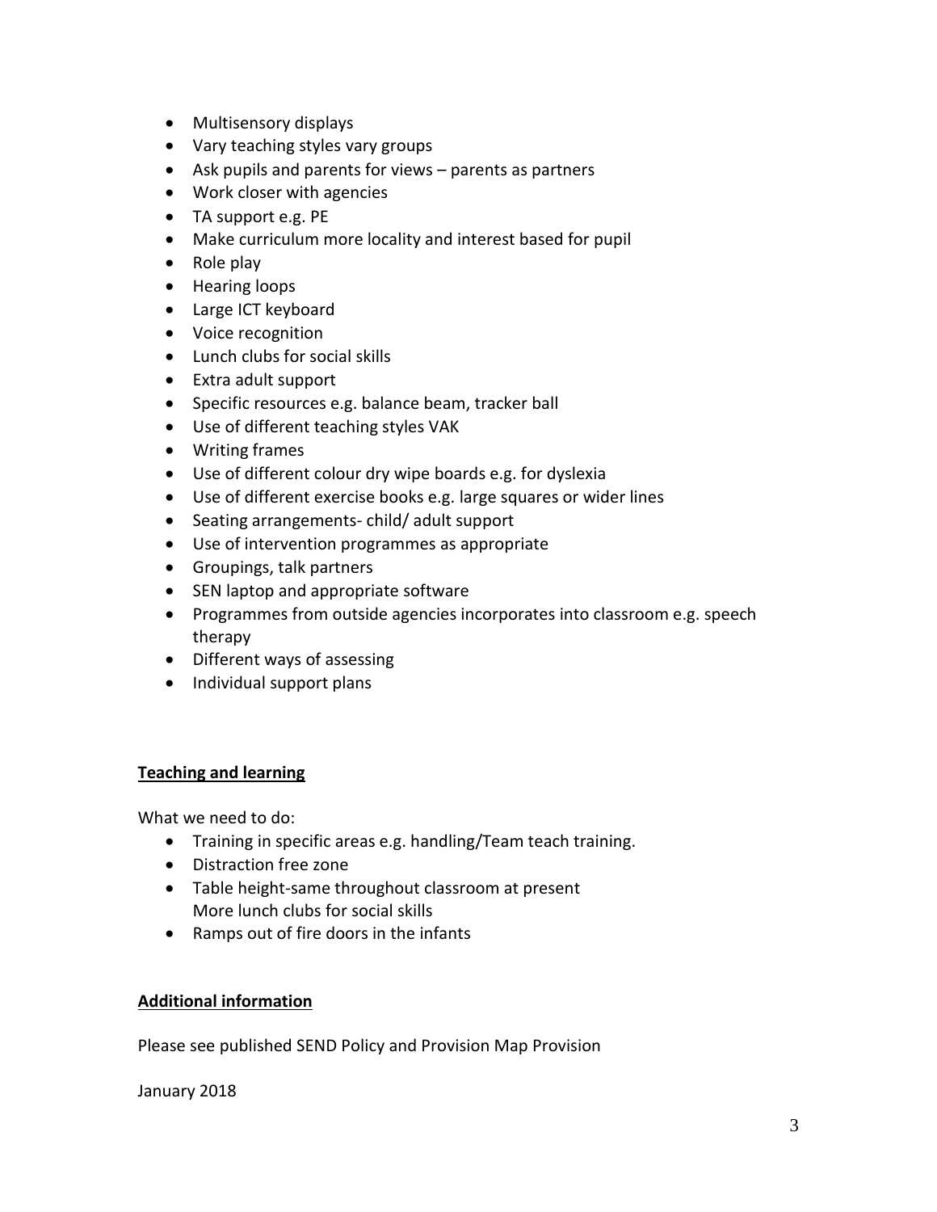- Multisensory displays
- Vary teaching styles vary groups
- Ask pupils and parents for views – parents as partners
- Work closer with agencies
- TA support e.g. PE
- Make curriculum more locality and interest based for pupil
- Role play
- Hearing loops
- Large ICT keyboard
- Voice recognition
- Lunch clubs for social skills
- Extra adult support
- Specific resources e.g. balance beam, tracker ball
- Use of different teaching styles VAK
- Writing frames
- Use of different colour dry wipe boards e.g. for dyslexia
- Use of different exercise books e.g. large squares or wider lines
- Seating arrangements- child/ adult support
- Use of intervention programmes as appropriate
- Groupings, talk partners
- SEN laptop and appropriate software
- Programmes from outside agencies incorporates into classroom e.g. speech therapy
- Different ways of assessing
- Individual support plans

**Teaching and learning**

What we need to do:

- Training in specific areas e.g. handling/Team teach training.
- Distraction free zone
- Table height-same throughout classroom at present
  More lunch clubs for social skills
- Ramps out of fire doors in the infants

**Additional information**

Please see published SEND Policy and Provision Map Provision

January 2018